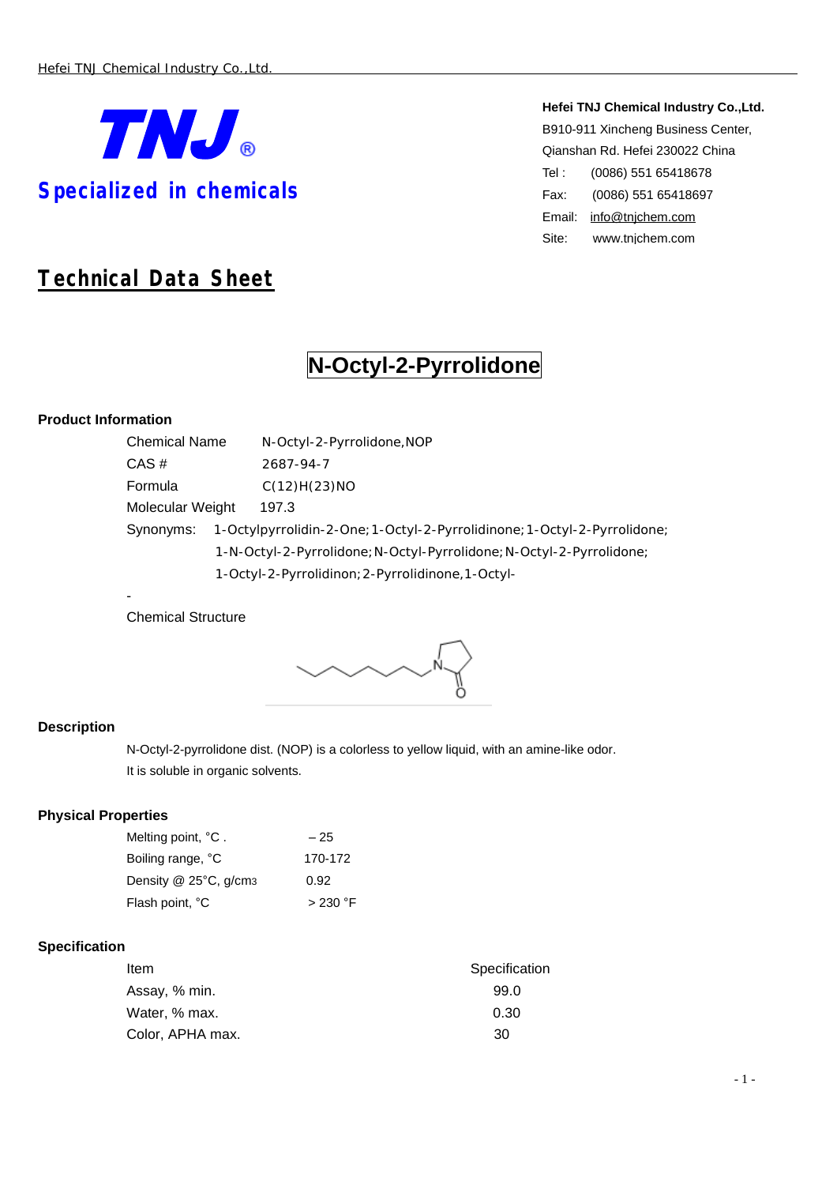Hefei TNJ Chemical Industry Co.,Ltd.

**TNJ**®

**Specialized in chemicals**

**Hefei TNJ Chemical Industry Co.,Ltd.**
B910-911 Xincheng Business Center,
Qianshan Rd. Hefei 230022 China
Tel : (0086) 551 65418678
Fax: (0086) 551 65418697
Email: info@tnjchem.com
Site: www.tnjchem.com

# Technical Data Sheet

## N-Octyl-2-Pyrrolidone

### Product Information

Chemical Name N-Octyl-2-Pyrrolidone,NOP

CAS # 2687-94-7

Formula C(12)H(23)NO

Molecular Weight 197.3

Synonyms: 1-Octylpyrrolidin-2-One;1-Octyl-2-Pyrrolidinone;1-Octyl-2-Pyrrolidone; 1-N-Octyl-2-Pyrrolidone;N-Octyl-Pyrrolidone;N-Octyl-2-Pyrrolidone; 1-Octyl-2-Pyrrolidinon;2-Pyrrolidinone,1-Octyl-

-

Chemical Structure

### Description

N-Octyl-2-pyrrolidone dist. (NOP) is a colorless to yellow liquid, with an amine-like odor.
It is soluble in organic solvents.

### Physical Properties

| | |
|---|---|
| Melting point, °C . | – 25 |
| Boiling range, °C | 170-172 |
| Density @ 25°C, g/cm3 | 0.92 |
| Flash point, °C | > 230 °F |

### Specification

| Item | Specification |
|---|---|
| Assay, % min. | 99.0 |
| Water, % max. | 0.30 |
| Color, APHA max. | 30 |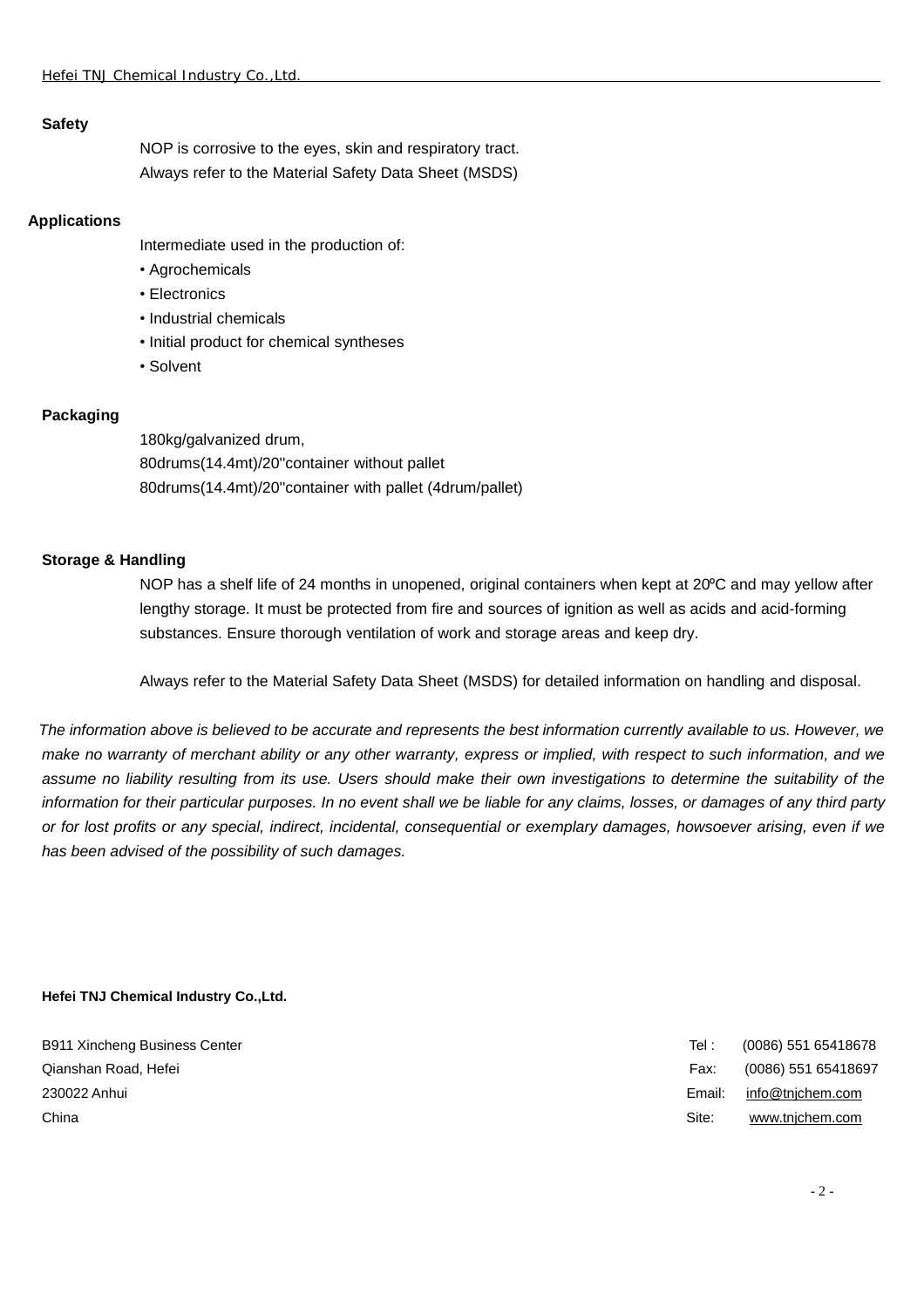## Safety

NOP is corrosive to the eyes, skin and respiratory tract.
Always refer to the Material Safety Data Sheet (MSDS)

## Applications

Intermediate used in the production of:

- Agrochemicals
- Electronics
- Industrial chemicals
- Initial product for chemical syntheses
- Solvent

## Packaging

180kg/galvanized drum,
80drums(14.4mt)/20''container without pallet
80drums(14.4mt)/20''container with pallet (4drum/pallet)

## Storage & Handling

NOP has a shelf life of 24 months in unopened, original containers when kept at 20ºC and may yellow after lengthy storage. It must be protected from fire and sources of ignition as well as acids and acid-forming substances. Ensure thorough ventilation of work and storage areas and keep dry.

Always refer to the Material Safety Data Sheet (MSDS) for detailed information on handling and disposal.

*The information above is believed to be accurate and represents the best information currently available to us. However, we make no warranty of merchant ability or any other warranty, express or implied, with respect to such information, and we assume no liability resulting from its use. Users should make their own investigations to determine the suitability of the information for their particular purposes. In no event shall we be liable for any claims, losses, or damages of any third party or for lost profits or any special, indirect, incidental, consequential or exemplary damages, howsoever arising, even if we has been advised of the possibility of such damages.*

**Hefei TNJ Chemical Industry Co.,Ltd.**

B911 Xincheng Business Center
Qianshan Road, Hefei
230022 Anhui
China

Tel : (0086) 551 65418678
Fax: (0086) 551 65418697
Email: info@tnjchem.com
Site: www.tnjchem.com